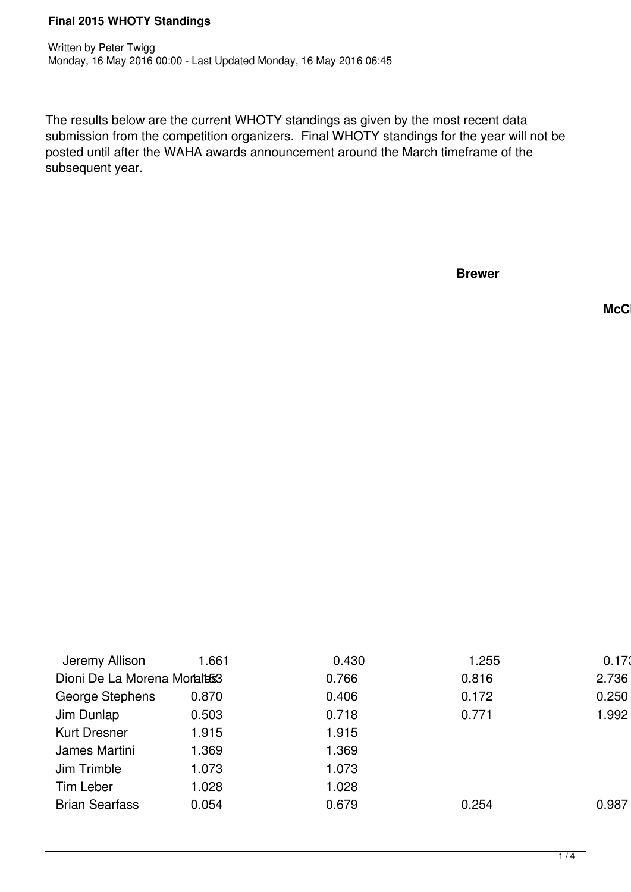The results below are the current WHOTY standings as given by the most recent data submission from the competition organizers. Final WHOTY standings for the year will not be posted until after the WAHA awards announcement around the March timeframe of the subsequent year.

| | | | Brewer | McC |
|---|---|---|---|---|
| Jeremy Allison | 1.661 | 0.430 | 1.255 | 0.173 |
| Dioni De La Morena Morales | 1.153 | 0.766 | 0.816 | 2.736 |
| George Stephens | 0.870 | 0.406 | 0.172 | 0.250 |
| Jim Dunlap | 0.503 | 0.718 | 0.771 | 1.992 |
| Kurt Dresner | 1.915 | 1.915 | | |
| James Martini | 1.369 | 1.369 | | |
| Jim Trimble | 1.073 | 1.073 | | |
| Tim Leber | 1.028 | 1.028 | | |
| Brian Searfass | 0.054 | 0.679 | 0.254 | 0.987 |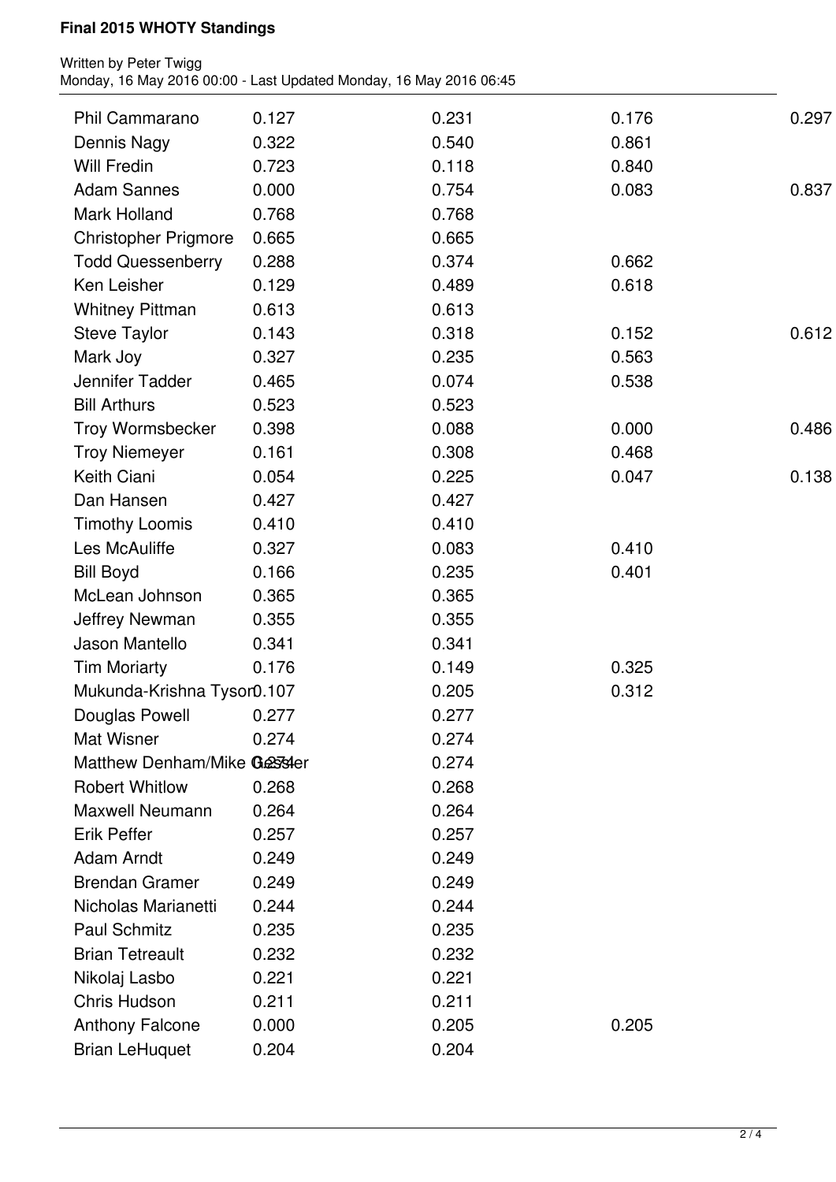| | | | | |
|---|---|---|---|---|
| Phil Cammarano | 0.127 | 0.231 | 0.176 | 0.297 |
| Dennis Nagy | 0.322 | 0.540 | 0.861 | |
| Will Fredin | 0.723 | 0.118 | 0.840 | |
| Adam Sannes | 0.000 | 0.754 | 0.083 | 0.837 |
| Mark Holland | 0.768 | 0.768 | | |
| Christopher Prigmore | 0.665 | 0.665 | | |
| Todd Quessenberry | 0.288 | 0.374 | 0.662 | |
| Ken Leisher | 0.129 | 0.489 | 0.618 | |
| Whitney Pittman | 0.613 | 0.613 | | |
| Steve Taylor | 0.143 | 0.318 | 0.152 | 0.612 |
| Mark Joy | 0.327 | 0.235 | 0.563 | |
| Jennifer Tadder | 0.465 | 0.074 | 0.538 | |
| Bill Arthurs | 0.523 | 0.523 | | |
| Troy Wormsbecker | 0.398 | 0.088 | 0.000 | 0.486 |
| Troy Niemeyer | 0.161 | 0.308 | 0.468 | |
| Keith Ciani | 0.054 | 0.225 | 0.047 | 0.138 |
| Dan Hansen | 0.427 | 0.427 | | |
| Timothy Loomis | 0.410 | 0.410 | | |
| Les McAuliffe | 0.327 | 0.083 | 0.410 | |
| Bill Boyd | 0.166 | 0.235 | 0.401 | |
| McLean Johnson | 0.365 | 0.365 | | |
| Jeffrey Newman | 0.355 | 0.355 | | |
| Jason Mantello | 0.341 | 0.341 | | |
| Tim Moriarty | 0.176 | 0.149 | 0.325 | |
| Mukunda-Krishna Tyson | 0.107 | 0.205 | 0.312 | |
| Douglas Powell | 0.277 | 0.277 | | |
| Mat Wisner | 0.274 | 0.274 | | |
| Matthew Denham/Mike Gessler | 0.274 | 0.274 | | |
| Robert Whitlow | 0.268 | 0.268 | | |
| Maxwell Neumann | 0.264 | 0.264 | | |
| Erik Peffer | 0.257 | 0.257 | | |
| Adam Arndt | 0.249 | 0.249 | | |
| Brendan Gramer | 0.249 | 0.249 | | |
| Nicholas Marianetti | 0.244 | 0.244 | | |
| Paul Schmitz | 0.235 | 0.235 | | |
| Brian Tetreault | 0.232 | 0.232 | | |
| Nikolaj Lasbo | 0.221 | 0.221 | | |
| Chris Hudson | 0.211 | 0.211 | | |
| Anthony Falcone | 0.000 | 0.205 | 0.205 | |
| Brian LeHuquet | 0.204 | 0.204 | | |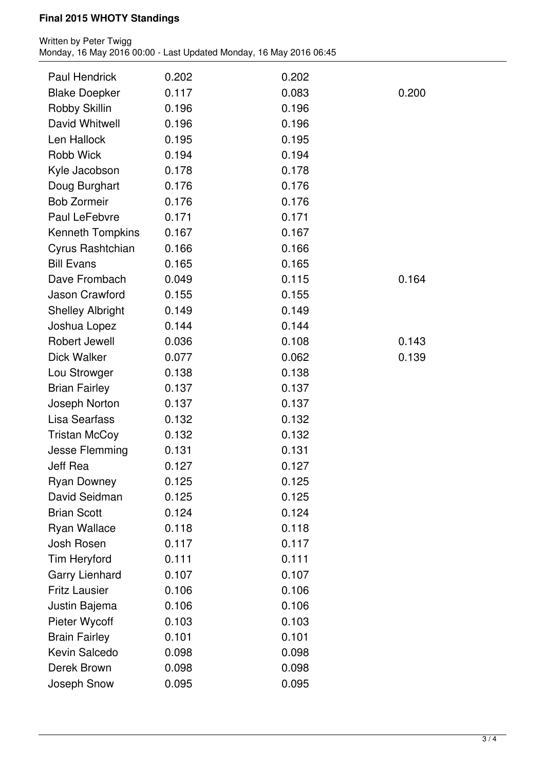| | | | |
|---|---|---|---|
| Paul Hendrick | 0.202 | 0.202 | |
| Blake Doepker | 0.117 | 0.083 | 0.200 |
| Robby Skillin | 0.196 | 0.196 | |
| David Whitwell | 0.196 | 0.196 | |
| Len Hallock | 0.195 | 0.195 | |
| Robb Wick | 0.194 | 0.194 | |
| Kyle Jacobson | 0.178 | 0.178 | |
| Doug Burghart | 0.176 | 0.176 | |
| Bob Zormeir | 0.176 | 0.176 | |
| Paul LeFebvre | 0.171 | 0.171 | |
| Kenneth Tompkins | 0.167 | 0.167 | |
| Cyrus Rashtchian | 0.166 | 0.166 | |
| Bill Evans | 0.165 | 0.165 | |
| Dave Frombach | 0.049 | 0.115 | 0.164 |
| Jason Crawford | 0.155 | 0.155 | |
| Shelley Albright | 0.149 | 0.149 | |
| Joshua Lopez | 0.144 | 0.144 | |
| Robert Jewell | 0.036 | 0.108 | 0.143 |
| Dick Walker | 0.077 | 0.062 | 0.139 |
| Lou Strowger | 0.138 | 0.138 | |
| Brian Fairley | 0.137 | 0.137 | |
| Joseph Norton | 0.137 | 0.137 | |
| Lisa Searfass | 0.132 | 0.132 | |
| Tristan McCoy | 0.132 | 0.132 | |
| Jesse Flemming | 0.131 | 0.131 | |
| Jeff Rea | 0.127 | 0.127 | |
| Ryan Downey | 0.125 | 0.125 | |
| David Seidman | 0.125 | 0.125 | |
| Brian Scott | 0.124 | 0.124 | |
| Ryan Wallace | 0.118 | 0.118 | |
| Josh Rosen | 0.117 | 0.117 | |
| Tim Heryford | 0.111 | 0.111 | |
| Garry Lienhard | 0.107 | 0.107 | |
| Fritz Lausier | 0.106 | 0.106 | |
| Justin Bajema | 0.106 | 0.106 | |
| Pieter Wycoff | 0.103 | 0.103 | |
| Brain Fairley | 0.101 | 0.101 | |
| Kevin Salcedo | 0.098 | 0.098 | |
| Derek Brown | 0.098 | 0.098 | |
| Joseph Snow | 0.095 | 0.095 | |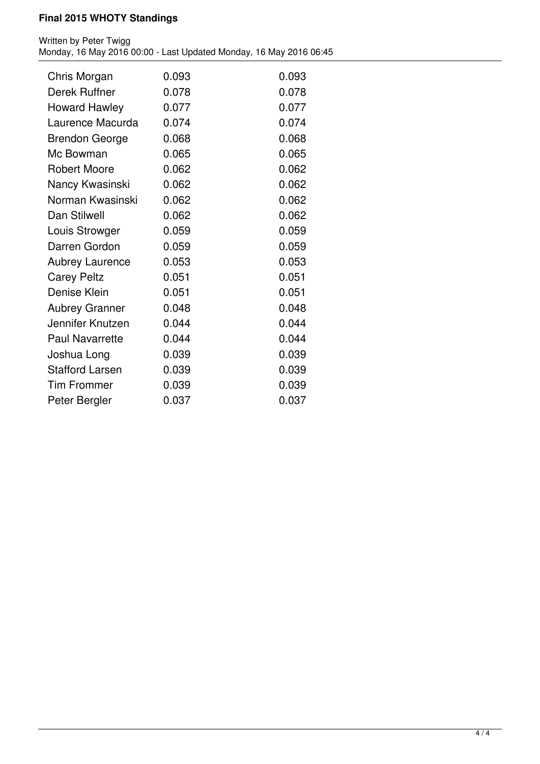| | | |
|---|---|---|
| Chris Morgan | 0.093 | 0.093 |
| Derek Ruffner | 0.078 | 0.078 |
| Howard Hawley | 0.077 | 0.077 |
| Laurence Macurda | 0.074 | 0.074 |
| Brendon George | 0.068 | 0.068 |
| Mc Bowman | 0.065 | 0.065 |
| Robert Moore | 0.062 | 0.062 |
| Nancy Kwasinski | 0.062 | 0.062 |
| Norman Kwasinski | 0.062 | 0.062 |
| Dan Stilwell | 0.062 | 0.062 |
| Louis Strowger | 0.059 | 0.059 |
| Darren Gordon | 0.059 | 0.059 |
| Aubrey Laurence | 0.053 | 0.053 |
| Carey Peltz | 0.051 | 0.051 |
| Denise Klein | 0.051 | 0.051 |
| Aubrey Granner | 0.048 | 0.048 |
| Jennifer Knutzen | 0.044 | 0.044 |
| Paul Navarrette | 0.044 | 0.044 |
| Joshua Long | 0.039 | 0.039 |
| Stafford Larsen | 0.039 | 0.039 |
| Tim Frommer | 0.039 | 0.039 |
| Peter Bergler | 0.037 | 0.037 |